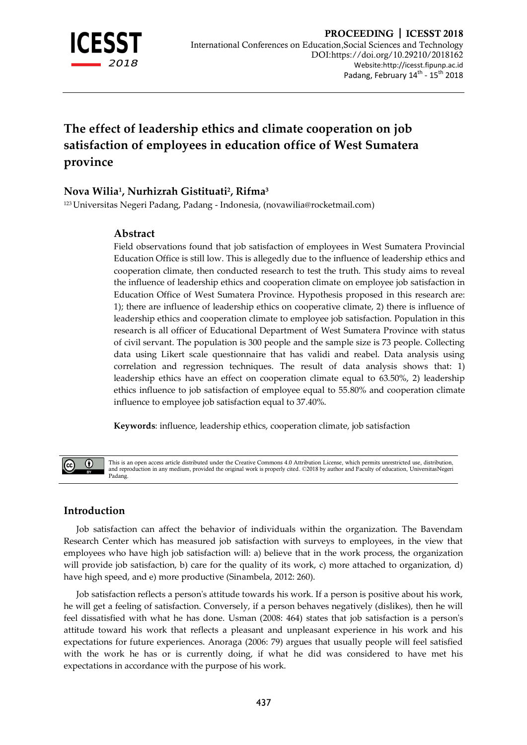# The effect of leadership ethics and climate cooperation on job satisfaction of employees in education office of West Sumatera province

**Nova Wilia[1], Nurhizrah Gistituati[2], Rifma[3]**

[123] Universitas Negeri Padang, Padang - Indonesia, (novawilia@rocketmail.com)

## Abstract

Field observations found that job satisfaction of employees in West Sumatera Provincial Education Office is still low. This is allegedly due to the influence of leadership ethics and cooperation climate, then conducted research to test the truth. This study aims to reveal the influence of leadership ethics and cooperation climate on employee job satisfaction in Education Office of West Sumatera Province. Hypothesis proposed in this research are: 1); there are influence of leadership ethics on cooperative climate, 2) there is influence of leadership ethics and cooperation climate to employee job satisfaction. Population in this research is all officer of Educational Department of West Sumatera Province with status of civil servant. The population is 300 people and the sample size is 73 people. Collecting data using Likert scale questionnaire that has validi and reabel. Data analysis using correlation and regression techniques. The result of data analysis shows that: 1) leadership ethics have an effect on cooperation climate equal to 63.50%, 2) leadership ethics influence to job satisfaction of employee equal to 55.80% and cooperation climate influence to employee job satisfaction equal to 37.40%.

**Keywords**: influence, leadership ethics, cooperation climate, job satisfaction

This is an open access article distributed under the Creative Commons 4.0 Attribution License, which permits unrestricted use, distribution, and reproduction in any medium, provided the original work is properly cited. ©2018 by author and Faculty of education, UniversitasNegeri Padang.

## Introduction

Job satisfaction can affect the behavior of individuals within the organization. The Bavendam Research Center which has measured job satisfaction with surveys to employees, in the view that employees who have high job satisfaction will: a) believe that in the work process, the organization will provide job satisfaction, b) care for the quality of its work, c) more attached to organization, d) have high speed, and e) more productive (Sinambela, 2012: 260).

Job satisfaction reflects a person's attitude towards his work. If a person is positive about his work, he will get a feeling of satisfaction. Conversely, if a person behaves negatively (dislikes), then he will feel dissatisfied with what he has done. Usman (2008: 464) states that job satisfaction is a person's attitude toward his work that reflects a pleasant and unpleasant experience in his work and his expectations for future experiences. Anoraga (2006: 79) argues that usually people will feel satisfied with the work he has or is currently doing, if what he did was considered to have met his expectations in accordance with the purpose of his work.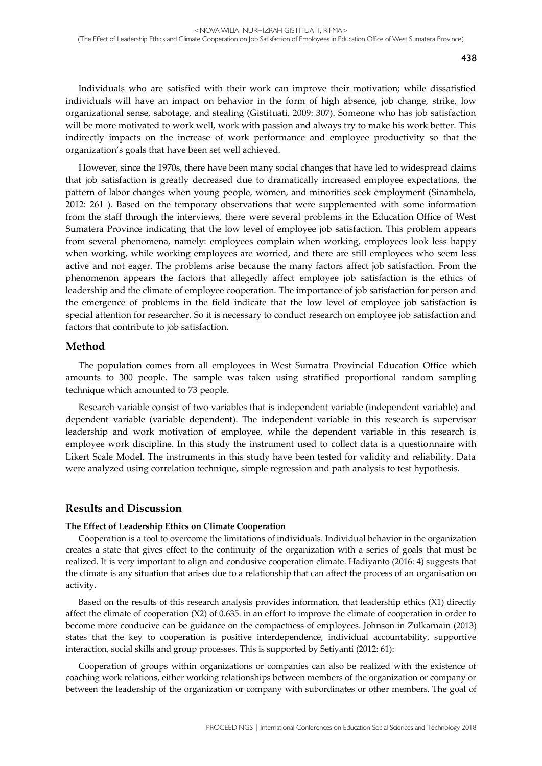Individuals who are satisfied with their work can improve their motivation; while dissatisfied individuals will have an impact on behavior in the form of high absence, job change, strike, low organizational sense, sabotage, and stealing (Gistituati, 2009: 307). Someone who has job satisfaction will be more motivated to work well, work with passion and always try to make his work better. This indirectly impacts on the increase of work performance and employee productivity so that the organization's goals that have been set well achieved.

However, since the 1970s, there have been many social changes that have led to widespread claims that job satisfaction is greatly decreased due to dramatically increased employee expectations, the pattern of labor changes when young people, women, and minorities seek employment (Sinambela, 2012: 261 ). Based on the temporary observations that were supplemented with some information from the staff through the interviews, there were several problems in the Education Office of West Sumatera Province indicating that the low level of employee job satisfaction. This problem appears from several phenomena, namely: employees complain when working, employees look less happy when working, while working employees are worried, and there are still employees who seem less active and not eager. The problems arise because the many factors affect job satisfaction. From the phenomenon appears the factors that allegedly affect employee job satisfaction is the ethics of leadership and the climate of employee cooperation. The importance of job satisfaction for person and the emergence of problems in the field indicate that the low level of employee job satisfaction is special attention for researcher. So it is necessary to conduct research on employee job satisfaction and factors that contribute to job satisfaction.

## Method

The population comes from all employees in West Sumatra Provincial Education Office which amounts to 300 people. The sample was taken using stratified proportional random sampling technique which amounted to 73 people.

Research variable consist of two variables that is independent variable (independent variable) and dependent variable (variable dependent). The independent variable in this research is supervisor leadership and work motivation of employee, while the dependent variable in this research is employee work discipline. In this study the instrument used to collect data is a questionnaire with Likert Scale Model. The instruments in this study have been tested for validity and reliability. Data were analyzed using correlation technique, simple regression and path analysis to test hypothesis.

## Results and Discussion

### The Effect of Leadership Ethics on Climate Cooperation

Cooperation is a tool to overcome the limitations of individuals. Individual behavior in the organization creates a state that gives effect to the continuity of the organization climate with a series of goals that must be realized. It is very important to align and condusive cooperation climate. Hadiyanto (2016: 4) suggests that the climate is any situation that arises due to a relationship that can affect the process of an organisation on activity.

Based on the results of this research analysis provides information, that leadership ethics (X1) directly affect the climate of cooperation (X2) of 0.635. in an effort to improve the climate of cooperation in order to become more conducive can be guidance on the compactness of employees. Johnson in Zulkarnain (2013) states that the key to cooperation is positive interdependence, individual accountability, supportive interaction, social skills and group processes. This is supported by Setiyanti (2012: 61):

Cooperation of groups within organizations or companies can also be realized with the existence of coaching work relations, either working relationships between members of the organization or company or between the leadership of the organization or company with subordinates or other members. The goal of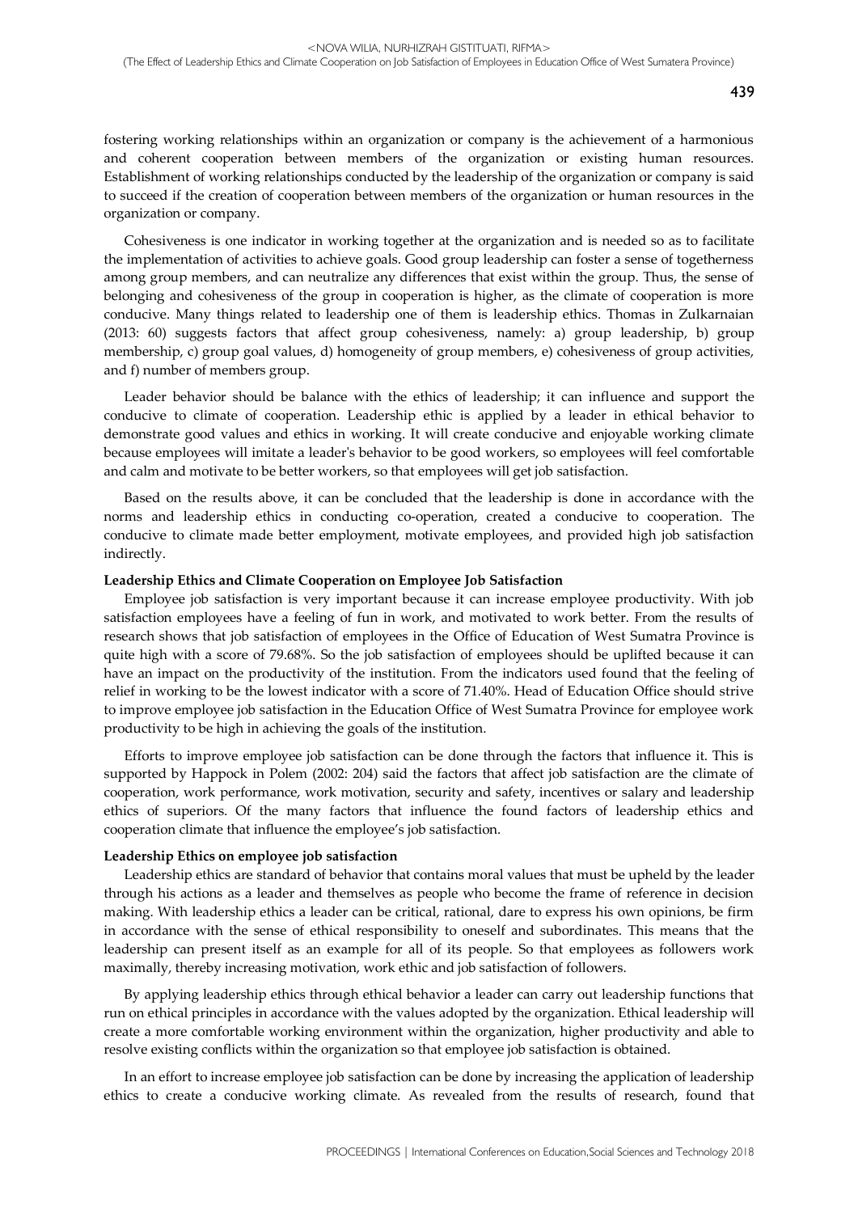fostering working relationships within an organization or company is the achievement of a harmonious and coherent cooperation between members of the organization or existing human resources. Establishment of working relationships conducted by the leadership of the organization or company is said to succeed if the creation of cooperation between members of the organization or human resources in the organization or company.

Cohesiveness is one indicator in working together at the organization and is needed so as to facilitate the implementation of activities to achieve goals. Good group leadership can foster a sense of togetherness among group members, and can neutralize any differences that exist within the group. Thus, the sense of belonging and cohesiveness of the group in cooperation is higher, as the climate of cooperation is more conducive. Many things related to leadership one of them is leadership ethics. Thomas in Zulkarnaian (2013: 60) suggests factors that affect group cohesiveness, namely: a) group leadership, b) group membership, c) group goal values, d) homogeneity of group members, e) cohesiveness of group activities, and f) number of members group.

Leader behavior should be balance with the ethics of leadership; it can influence and support the conducive to climate of cooperation. Leadership ethic is applied by a leader in ethical behavior to demonstrate good values and ethics in working. It will create conducive and enjoyable working climate because employees will imitate a leader's behavior to be good workers, so employees will feel comfortable and calm and motivate to be better workers, so that employees will get job satisfaction.

Based on the results above, it can be concluded that the leadership is done in accordance with the norms and leadership ethics in conducting co-operation, created a conducive to cooperation. The conducive to climate made better employment, motivate employees, and provided high job satisfaction indirectly.

**Leadership Ethics and Climate Cooperation on Employee Job Satisfaction**

Employee job satisfaction is very important because it can increase employee productivity. With job satisfaction employees have a feeling of fun in work, and motivated to work better. From the results of research shows that job satisfaction of employees in the Office of Education of West Sumatra Province is quite high with a score of 79.68%. So the job satisfaction of employees should be uplifted because it can have an impact on the productivity of the institution. From the indicators used found that the feeling of relief in working to be the lowest indicator with a score of 71.40%. Head of Education Office should strive to improve employee job satisfaction in the Education Office of West Sumatra Province for employee work productivity to be high in achieving the goals of the institution.

Efforts to improve employee job satisfaction can be done through the factors that influence it. This is supported by Happock in Polem (2002: 204) said the factors that affect job satisfaction are the climate of cooperation, work performance, work motivation, security and safety, incentives or salary and leadership ethics of superiors. Of the many factors that influence the found factors of leadership ethics and cooperation climate that influence the employee's job satisfaction.

**Leadership Ethics on employee job satisfaction**

Leadership ethics are standard of behavior that contains moral values that must be upheld by the leader through his actions as a leader and themselves as people who become the frame of reference in decision making. With leadership ethics a leader can be critical, rational, dare to express his own opinions, be firm in accordance with the sense of ethical responsibility to oneself and subordinates. This means that the leadership can present itself as an example for all of its people. So that employees as followers work maximally, thereby increasing motivation, work ethic and job satisfaction of followers.

By applying leadership ethics through ethical behavior a leader can carry out leadership functions that run on ethical principles in accordance with the values adopted by the organization. Ethical leadership will create a more comfortable working environment within the organization, higher productivity and able to resolve existing conflicts within the organization so that employee job satisfaction is obtained.

In an effort to increase employee job satisfaction can be done by increasing the application of leadership ethics to create a conducive working climate. As revealed from the results of research, found that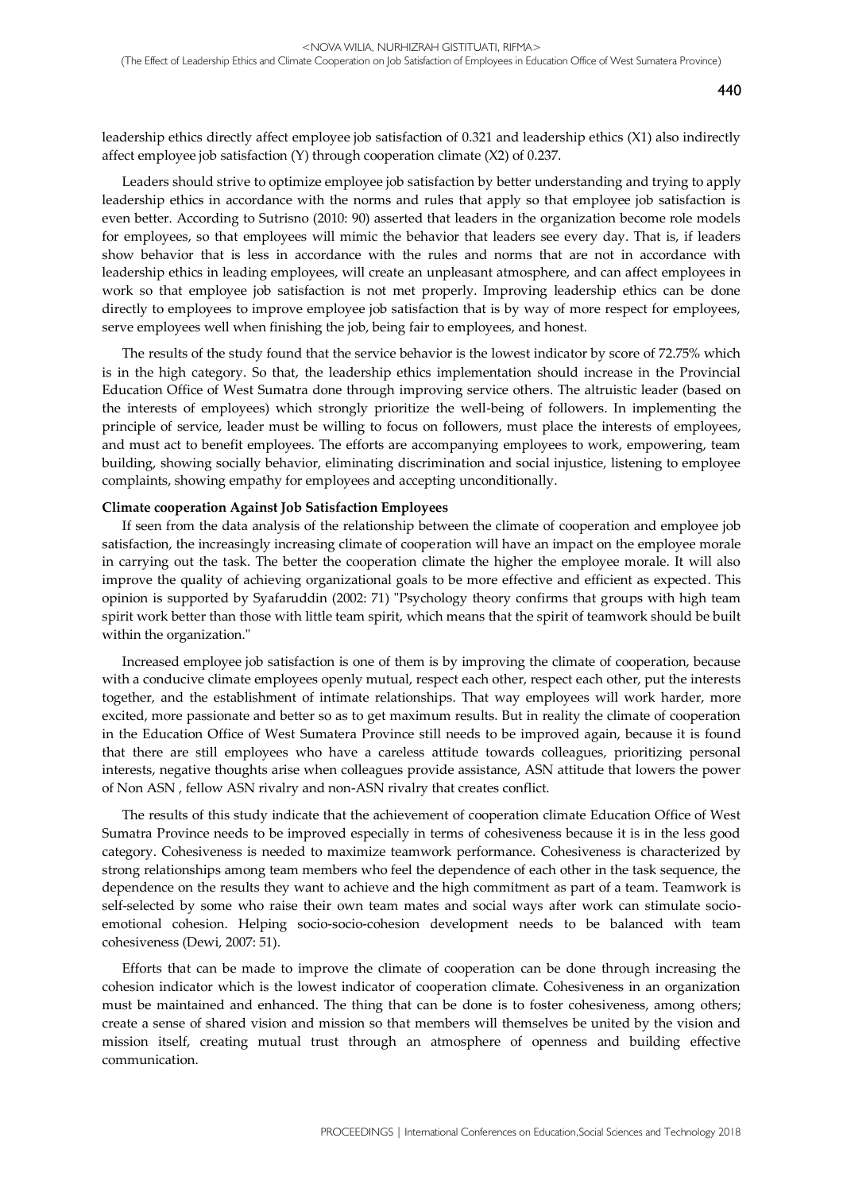leadership ethics directly affect employee job satisfaction of 0.321 and leadership ethics (X1) also indirectly affect employee job satisfaction (Y) through cooperation climate (X2) of 0.237.

Leaders should strive to optimize employee job satisfaction by better understanding and trying to apply leadership ethics in accordance with the norms and rules that apply so that employee job satisfaction is even better. According to Sutrisno (2010: 90) asserted that leaders in the organization become role models for employees, so that employees will mimic the behavior that leaders see every day. That is, if leaders show behavior that is less in accordance with the rules and norms that are not in accordance with leadership ethics in leading employees, will create an unpleasant atmosphere, and can affect employees in work so that employee job satisfaction is not met properly. Improving leadership ethics can be done directly to employees to improve employee job satisfaction that is by way of more respect for employees, serve employees well when finishing the job, being fair to employees, and honest.

The results of the study found that the service behavior is the lowest indicator by score of 72.75% which is in the high category. So that, the leadership ethics implementation should increase in the Provincial Education Office of West Sumatra done through improving service others. The altruistic leader (based on the interests of employees) which strongly prioritize the well-being of followers. In implementing the principle of service, leader must be willing to focus on followers, must place the interests of employees, and must act to benefit employees. The efforts are accompanying employees to work, empowering, team building, showing socially behavior, eliminating discrimination and social injustice, listening to employee complaints, showing empathy for employees and accepting unconditionally.

**Climate cooperation Against Job Satisfaction Employees**

If seen from the data analysis of the relationship between the climate of cooperation and employee job satisfaction, the increasingly increasing climate of cooperation will have an impact on the employee morale in carrying out the task. The better the cooperation climate the higher the employee morale. It will also improve the quality of achieving organizational goals to be more effective and efficient as expected. This opinion is supported by Syafaruddin (2002: 71) "Psychology theory confirms that groups with high team spirit work better than those with little team spirit, which means that the spirit of teamwork should be built within the organization."

Increased employee job satisfaction is one of them is by improving the climate of cooperation, because with a conducive climate employees openly mutual, respect each other, respect each other, put the interests together, and the establishment of intimate relationships. That way employees will work harder, more excited, more passionate and better so as to get maximum results. But in reality the climate of cooperation in the Education Office of West Sumatera Province still needs to be improved again, because it is found that there are still employees who have a careless attitude towards colleagues, prioritizing personal interests, negative thoughts arise when colleagues provide assistance, ASN attitude that lowers the power of Non ASN , fellow ASN rivalry and non-ASN rivalry that creates conflict.

The results of this study indicate that the achievement of cooperation climate Education Office of West Sumatra Province needs to be improved especially in terms of cohesiveness because it is in the less good category. Cohesiveness is needed to maximize teamwork performance. Cohesiveness is characterized by strong relationships among team members who feel the dependence of each other in the task sequence, the dependence on the results they want to achieve and the high commitment as part of a team. Teamwork is self-selected by some who raise their own team mates and social ways after work can stimulate socio-emotional cohesion. Helping socio-socio-cohesion development needs to be balanced with team cohesiveness (Dewi, 2007: 51).

Efforts that can be made to improve the climate of cooperation can be done through increasing the cohesion indicator which is the lowest indicator of cooperation climate. Cohesiveness in an organization must be maintained and enhanced. The thing that can be done is to foster cohesiveness, among others; create a sense of shared vision and mission so that members will themselves be united by the vision and mission itself, creating mutual trust through an atmosphere of openness and building effective communication.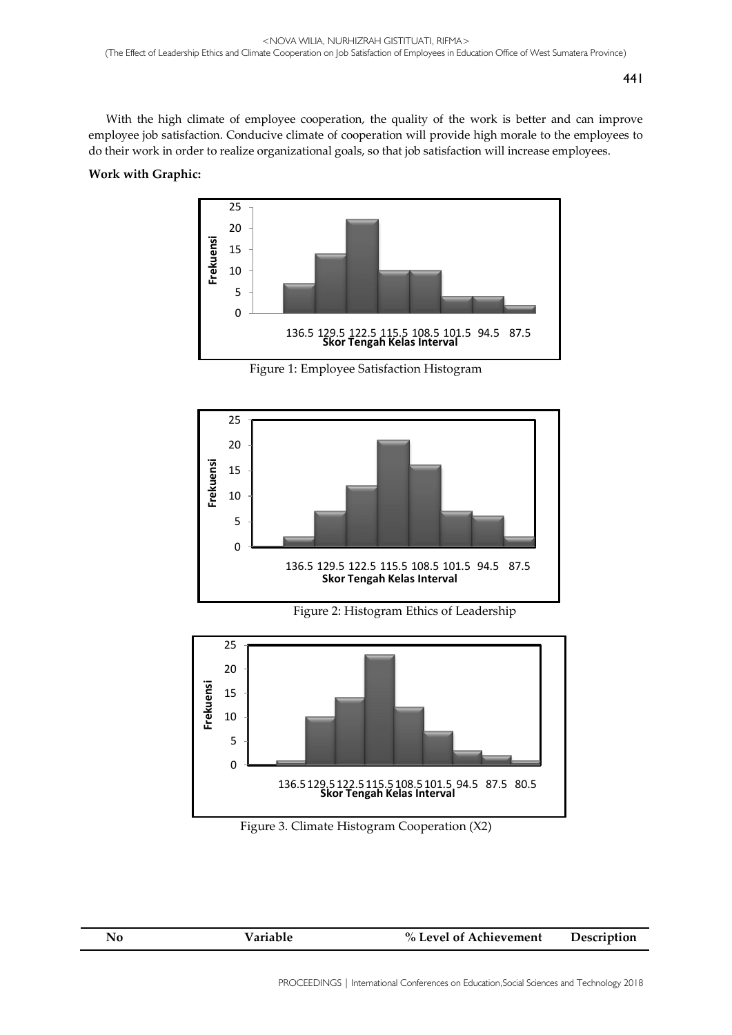With the high climate of employee cooperation, the quality of the work is better and can improve employee job satisfaction. Conducive climate of cooperation will provide high morale to the employees to do their work in order to realize organizational goals, so that job satisfaction will increase employees.

**Work with Graphic:**

Figure 1: Employee Satisfaction Histogram

Figure 2: Histogram Ethics of Leadership

Figure 3. Climate Histogram Cooperation (X2)

| No | Variable | % Level of Achievement | Description |
|---|---|---|---|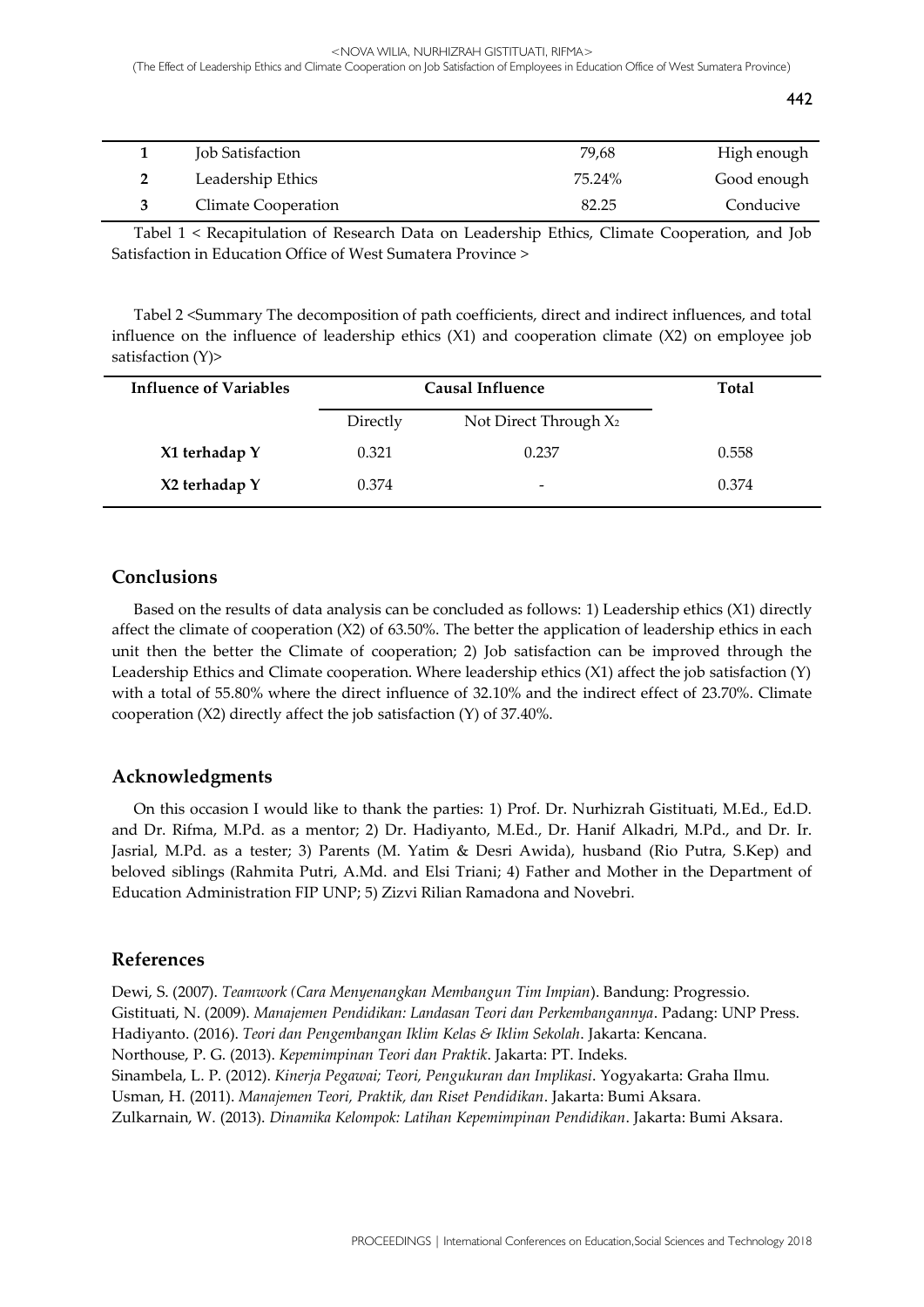| | | | |
|---|---|---|---|
| 1 | Job Satisfaction | 79,68 | High enough |
| 2 | Leadership Ethics | 75.24% | Good enough |
| 3 | Climate Cooperation | 82.25 | Conducive |

Tabel 1 < Recapitulation of Research Data on Leadership Ethics, Climate Cooperation, and Job Satisfaction in Education Office of West Sumatera Province >

Tabel 2 <Summary The decomposition of path coefficients, direct and indirect influences, and total influence on the influence of leadership ethics (X1) and cooperation climate (X2) on employee job satisfaction (Y)>

| Influence of Variables | Causal Influence | | Total |
|---|---|---|---|
| | Directly | Not Direct Through $X_2$ | |
| **X1 terhadap Y** | 0.321 | 0.237 | 0.558 |
| **X2 terhadap Y** | 0.374 | - | 0.374 |

## Conclusions

Based on the results of data analysis can be concluded as follows: 1) Leadership ethics (X1) directly affect the climate of cooperation (X2) of 63.50%. The better the application of leadership ethics in each unit then the better the Climate of cooperation; 2) Job satisfaction can be improved through the Leadership Ethics and Climate cooperation. Where leadership ethics (X1) affect the job satisfaction (Y) with a total of 55.80% where the direct influence of 32.10% and the indirect effect of 23.70%. Climate cooperation (X2) directly affect the job satisfaction (Y) of 37.40%.

## Acknowledgments

On this occasion I would like to thank the parties: 1) Prof. Dr. Nurhizrah Gistituati, M.Ed., Ed.D. and Dr. Rifma, M.Pd. as a mentor; 2) Dr. Hadiyanto, M.Ed., Dr. Hanif Alkadri, M.Pd., and Dr. Ir. Jasrial, M.Pd. as a tester; 3) Parents (M. Yatim & Desri Awida), husband (Rio Putra, S.Kep) and beloved siblings (Rahmita Putri, A.Md. and Elsi Triani; 4) Father and Mother in the Department of Education Administration FIP UNP; 5) Zizvi Rilian Ramadona and Novebri.

## References

Dewi, S. (2007). *Teamwork (Cara Menyenangkan Membangun Tim Impian*). Bandung: Progressio.
Gistituati, N. (2009). *Manajemen Pendidikan: Landasan Teori dan Perkembangannya*. Padang: UNP Press.
Hadiyanto. (2016). *Teori dan Pengembangan Iklim Kelas & Iklim Sekolah*. Jakarta: Kencana.
Northouse, P. G. (2013). *Kepemimpinan Teori dan Praktik*. Jakarta: PT. Indeks.
Sinambela, L. P. (2012). *Kinerja Pegawai; Teori, Pengukuran dan Implikasi*. Yogyakarta: Graha Ilmu.
Usman, H. (2011). *Manajemen Teori, Praktik, dan Riset Pendidikan*. Jakarta: Bumi Aksara.
Zulkarnain, W. (2013). *Dinamika Kelompok: Latihan Kepemimpinan Pendidikan*. Jakarta: Bumi Aksara.